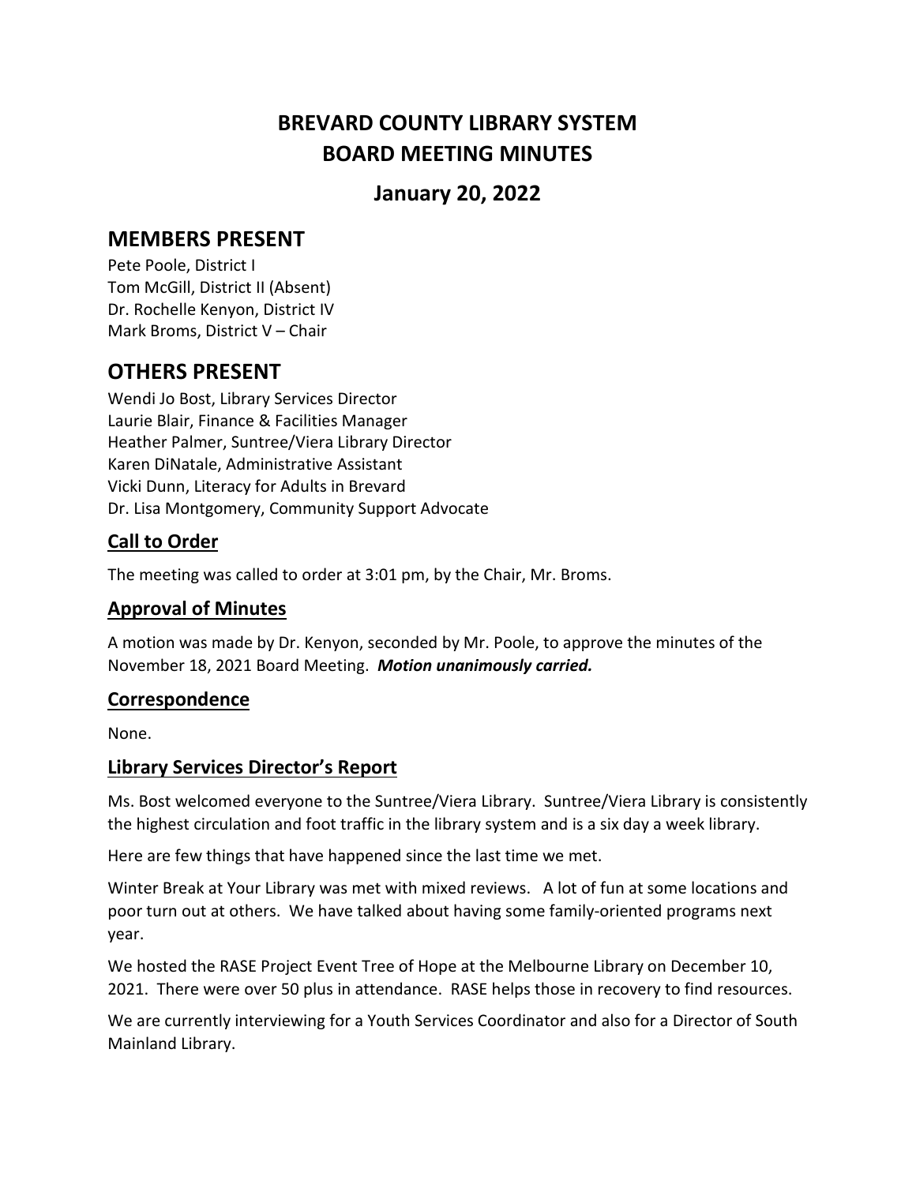# BREVARD COUNTY LIBRARY SYSTEM
# BOARD MEETING MINUTES

## January 20, 2022

## MEMBERS PRESENT

Pete Poole, District I
Tom McGill, District II (Absent)
Dr. Rochelle Kenyon, District IV
Mark Broms, District V – Chair

## OTHERS PRESENT

Wendi Jo Bost, Library Services Director
Laurie Blair, Finance & Facilities Manager
Heather Palmer, Suntree/Viera Library Director
Karen DiNatale, Administrative Assistant
Vicki Dunn, Literacy for Adults in Brevard
Dr. Lisa Montgomery, Community Support Advocate

### Call to Order

The meeting was called to order at 3:01 pm, by the Chair, Mr. Broms.

### Approval of Minutes

A motion was made by Dr. Kenyon, seconded by Mr. Poole, to approve the minutes of the November 18, 2021 Board Meeting. ***Motion unanimously carried.***

### Correspondence

None.

### Library Services Director's Report

Ms. Bost welcomed everyone to the Suntree/Viera Library. Suntree/Viera Library is consistently the highest circulation and foot traffic in the library system and is a six day a week library.

Here are few things that have happened since the last time we met.

Winter Break at Your Library was met with mixed reviews. A lot of fun at some locations and poor turn out at others. We have talked about having some family-oriented programs next year.

We hosted the RASE Project Event Tree of Hope at the Melbourne Library on December 10, 2021. There were over 50 plus in attendance. RASE helps those in recovery to find resources.

We are currently interviewing for a Youth Services Coordinator and also for a Director of South Mainland Library.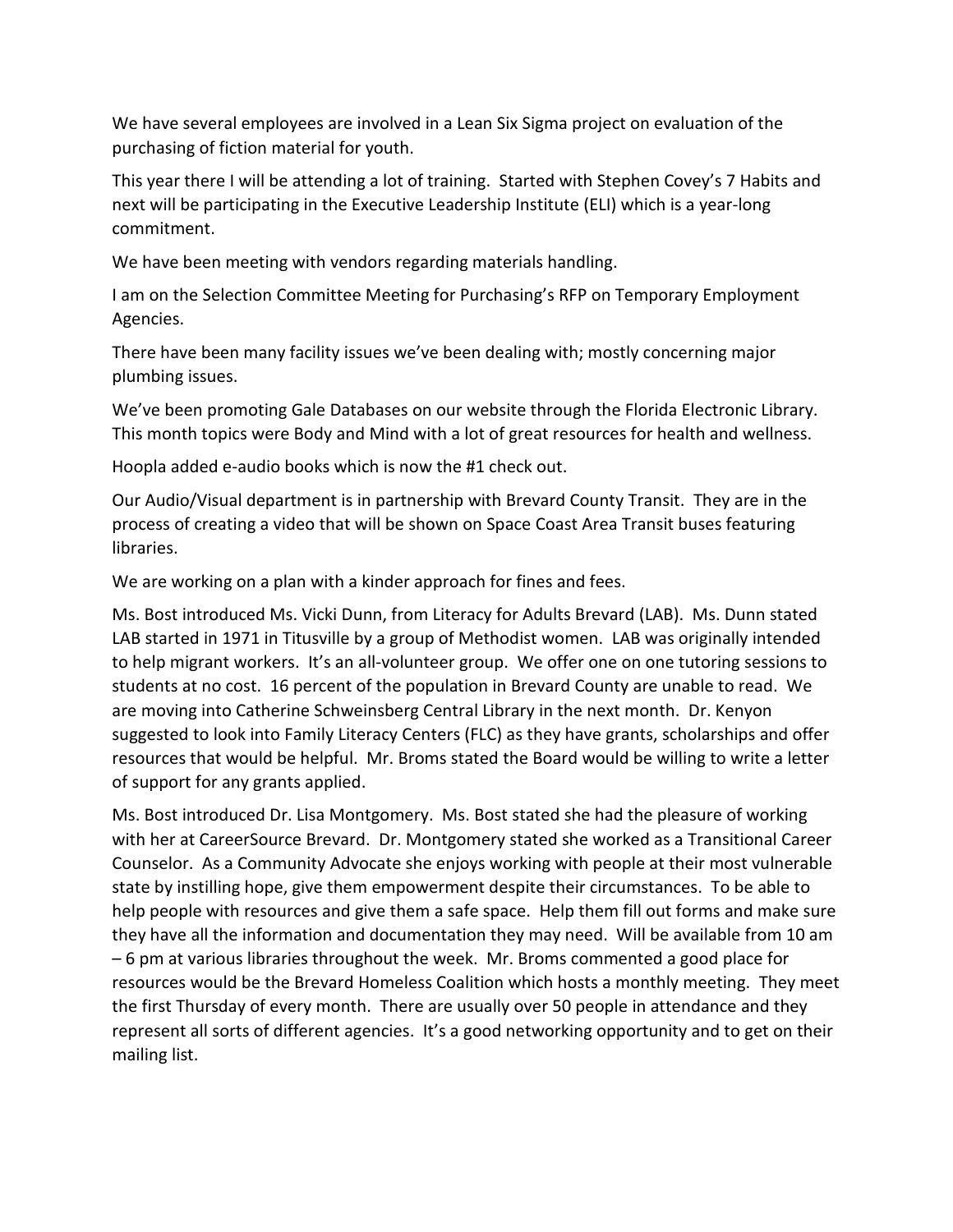We have several employees are involved in a Lean Six Sigma project on evaluation of the purchasing of fiction material for youth.

This year there I will be attending a lot of training. Started with Stephen Covey's 7 Habits and next will be participating in the Executive Leadership Institute (ELI) which is a year-long commitment.

We have been meeting with vendors regarding materials handling.

I am on the Selection Committee Meeting for Purchasing's RFP on Temporary Employment Agencies.

There have been many facility issues we've been dealing with; mostly concerning major plumbing issues.

We've been promoting Gale Databases on our website through the Florida Electronic Library. This month topics were Body and Mind with a lot of great resources for health and wellness.

Hoopla added e-audio books which is now the #1 check out.

Our Audio/Visual department is in partnership with Brevard County Transit. They are in the process of creating a video that will be shown on Space Coast Area Transit buses featuring libraries.

We are working on a plan with a kinder approach for fines and fees.

Ms. Bost introduced Ms. Vicki Dunn, from Literacy for Adults Brevard (LAB). Ms. Dunn stated LAB started in 1971 in Titusville by a group of Methodist women. LAB was originally intended to help migrant workers. It's an all-volunteer group. We offer one on one tutoring sessions to students at no cost. 16 percent of the population in Brevard County are unable to read. We are moving into Catherine Schweinsberg Central Library in the next month. Dr. Kenyon suggested to look into Family Literacy Centers (FLC) as they have grants, scholarships and offer resources that would be helpful. Mr. Broms stated the Board would be willing to write a letter of support for any grants applied.

Ms. Bost introduced Dr. Lisa Montgomery. Ms. Bost stated she had the pleasure of working with her at CareerSource Brevard. Dr. Montgomery stated she worked as a Transitional Career Counselor. As a Community Advocate she enjoys working with people at their most vulnerable state by instilling hope, give them empowerment despite their circumstances. To be able to help people with resources and give them a safe space. Help them fill out forms and make sure they have all the information and documentation they may need. Will be available from 10 am – 6 pm at various libraries throughout the week. Mr. Broms commented a good place for resources would be the Brevard Homeless Coalition which hosts a monthly meeting. They meet the first Thursday of every month. There are usually over 50 people in attendance and they represent all sorts of different agencies. It's a good networking opportunity and to get on their mailing list.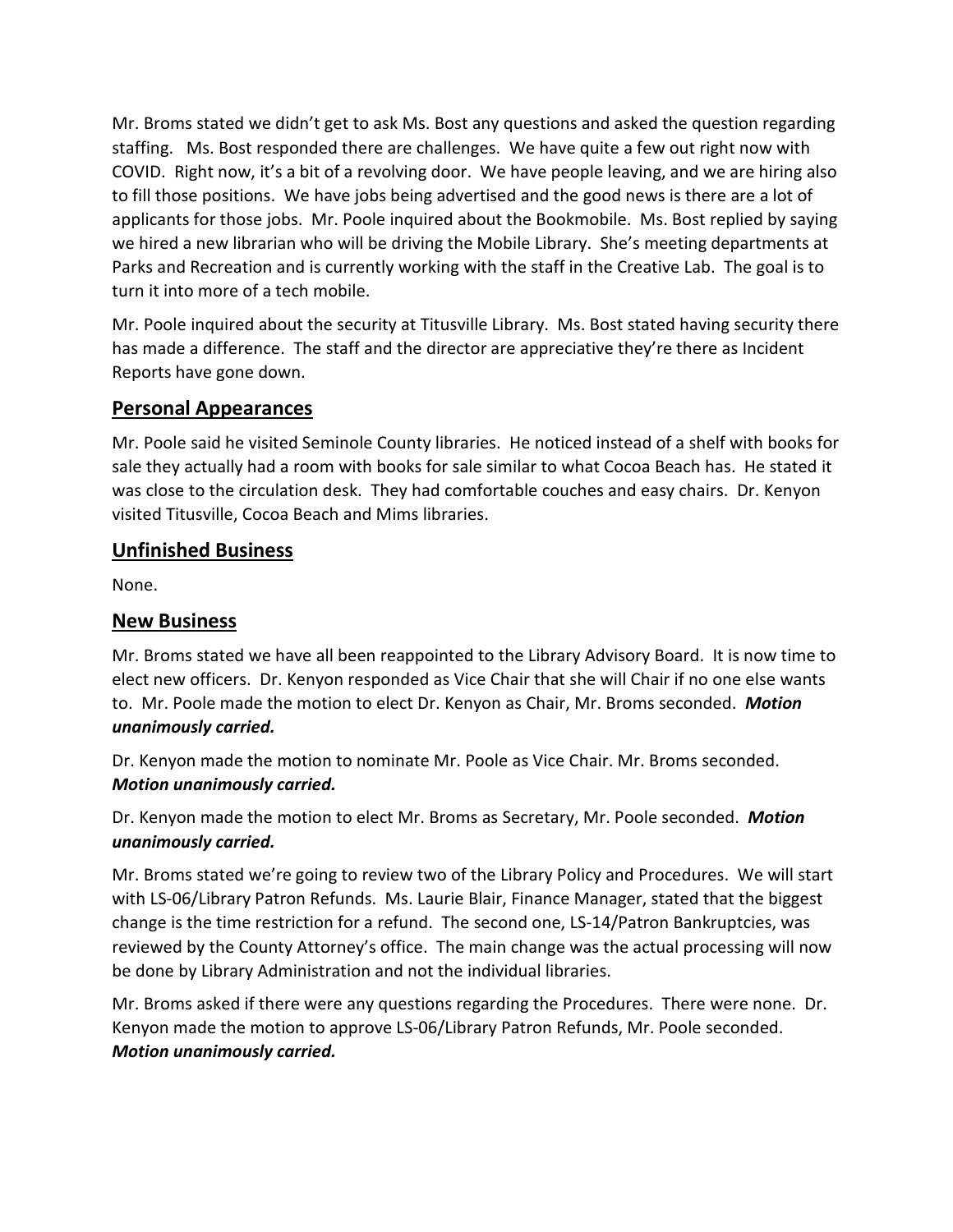Mr. Broms stated we didn't get to ask Ms. Bost any questions and asked the question regarding staffing. Ms. Bost responded there are challenges. We have quite a few out right now with COVID. Right now, it's a bit of a revolving door. We have people leaving, and we are hiring also to fill those positions. We have jobs being advertised and the good news is there are a lot of applicants for those jobs. Mr. Poole inquired about the Bookmobile. Ms. Bost replied by saying we hired a new librarian who will be driving the Mobile Library. She's meeting departments at Parks and Recreation and is currently working with the staff in the Creative Lab. The goal is to turn it into more of a tech mobile.

Mr. Poole inquired about the security at Titusville Library. Ms. Bost stated having security there has made a difference. The staff and the director are appreciative they're there as Incident Reports have gone down.

## Personal Appearances

Mr. Poole said he visited Seminole County libraries. He noticed instead of a shelf with books for sale they actually had a room with books for sale similar to what Cocoa Beach has. He stated it was close to the circulation desk. They had comfortable couches and easy chairs. Dr. Kenyon visited Titusville, Cocoa Beach and Mims libraries.

## Unfinished Business

None.

## New Business

Mr. Broms stated we have all been reappointed to the Library Advisory Board. It is now time to elect new officers. Dr. Kenyon responded as Vice Chair that she will Chair if no one else wants to. Mr. Poole made the motion to elect Dr. Kenyon as Chair, Mr. Broms seconded. ***Motion unanimously carried.***

Dr. Kenyon made the motion to nominate Mr. Poole as Vice Chair. Mr. Broms seconded. ***Motion unanimously carried.***

Dr. Kenyon made the motion to elect Mr. Broms as Secretary, Mr. Poole seconded. ***Motion unanimously carried.***

Mr. Broms stated we're going to review two of the Library Policy and Procedures. We will start with LS-06/Library Patron Refunds. Ms. Laurie Blair, Finance Manager, stated that the biggest change is the time restriction for a refund. The second one, LS-14/Patron Bankruptcies, was reviewed by the County Attorney's office. The main change was the actual processing will now be done by Library Administration and not the individual libraries.

Mr. Broms asked if there were any questions regarding the Procedures. There were none. Dr. Kenyon made the motion to approve LS-06/Library Patron Refunds, Mr. Poole seconded. ***Motion unanimously carried.***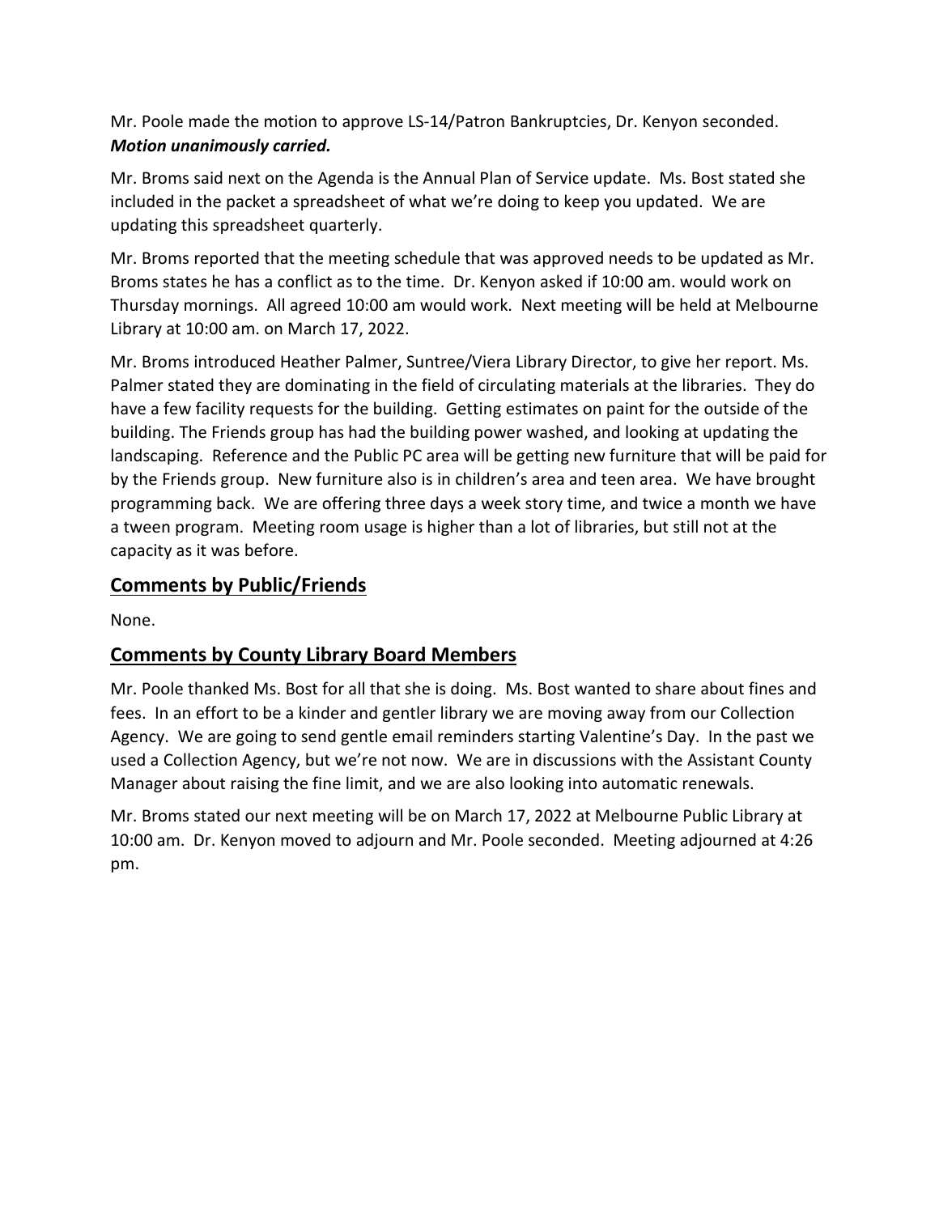Mr. Poole made the motion to approve LS-14/Patron Bankruptcies, Dr. Kenyon seconded. ***Motion unanimously carried.***

Mr. Broms said next on the Agenda is the Annual Plan of Service update. Ms. Bost stated she included in the packet a spreadsheet of what we're doing to keep you updated. We are updating this spreadsheet quarterly.

Mr. Broms reported that the meeting schedule that was approved needs to be updated as Mr. Broms states he has a conflict as to the time. Dr. Kenyon asked if 10:00 am. would work on Thursday mornings. All agreed 10:00 am would work. Next meeting will be held at Melbourne Library at 10:00 am. on March 17, 2022.

Mr. Broms introduced Heather Palmer, Suntree/Viera Library Director, to give her report. Ms. Palmer stated they are dominating in the field of circulating materials at the libraries. They do have a few facility requests for the building. Getting estimates on paint for the outside of the building. The Friends group has had the building power washed, and looking at updating the landscaping. Reference and the Public PC area will be getting new furniture that will be paid for by the Friends group. New furniture also is in children's area and teen area. We have brought programming back. We are offering three days a week story time, and twice a month we have a tween program. Meeting room usage is higher than a lot of libraries, but still not at the capacity as it was before.

## Comments by Public/Friends

None.

## Comments by County Library Board Members

Mr. Poole thanked Ms. Bost for all that she is doing. Ms. Bost wanted to share about fines and fees. In an effort to be a kinder and gentler library we are moving away from our Collection Agency. We are going to send gentle email reminders starting Valentine's Day. In the past we used a Collection Agency, but we're not now. We are in discussions with the Assistant County Manager about raising the fine limit, and we are also looking into automatic renewals.

Mr. Broms stated our next meeting will be on March 17, 2022 at Melbourne Public Library at 10:00 am. Dr. Kenyon moved to adjourn and Mr. Poole seconded. Meeting adjourned at 4:26 pm.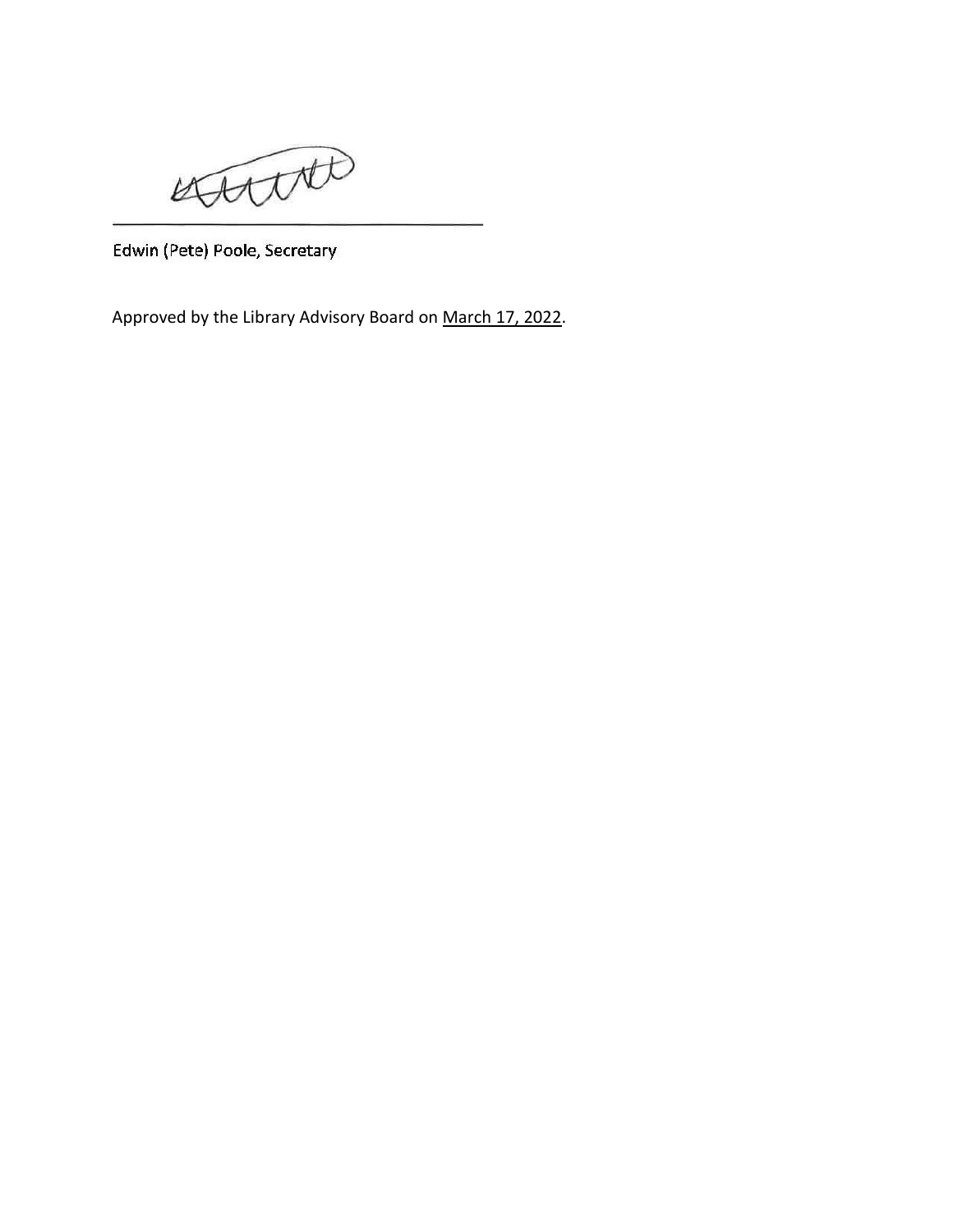Edwin (Pete) Poole, Secretary

Approved by the Library Advisory Board on March 17, 2022.